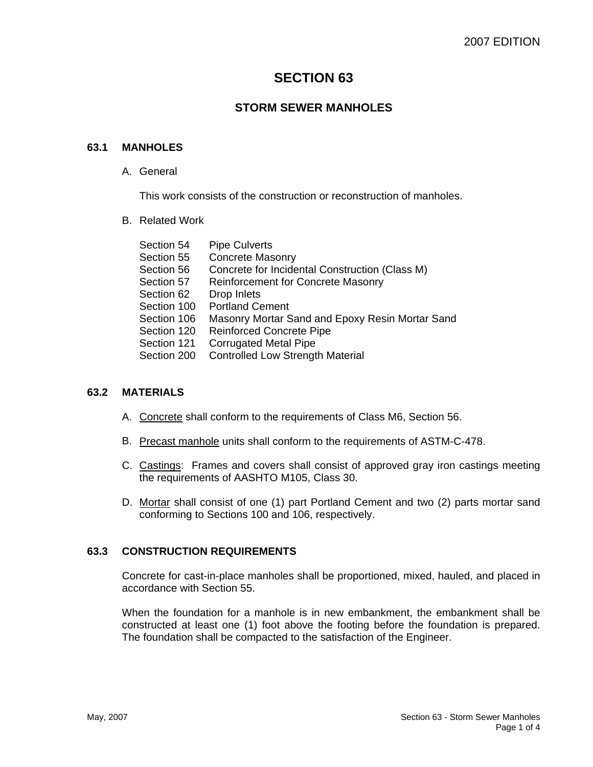# SECTION 63

## STORM SEWER MANHOLES

### 63.1 MANHOLES

A. General

This work consists of the construction or reconstruction of manholes.

B. Related Work

| | |
|---|---|
| Section 54 | Pipe Culverts |
| Section 55 | Concrete Masonry |
| Section 56 | Concrete for Incidental Construction (Class M) |
| Section 57 | Reinforcement for Concrete Masonry |
| Section 62 | Drop Inlets |
| Section 100 | Portland Cement |
| Section 106 | Masonry Mortar Sand and Epoxy Resin Mortar Sand |
| Section 120 | Reinforced Concrete Pipe |
| Section 121 | Corrugated Metal Pipe |
| Section 200 | Controlled Low Strength Material |

### 63.2 MATERIALS

A. Concrete shall conform to the requirements of Class M6, Section 56.

B. Precast manhole units shall conform to the requirements of ASTM-C-478.

C. Castings: Frames and covers shall consist of approved gray iron castings meeting the requirements of AASHTO M105, Class 30.

D. Mortar shall consist of one (1) part Portland Cement and two (2) parts mortar sand conforming to Sections 100 and 106, respectively.

### 63.3 CONSTRUCTION REQUIREMENTS

Concrete for cast-in-place manholes shall be proportioned, mixed, hauled, and placed in accordance with Section 55.

When the foundation for a manhole is in new embankment, the embankment shall be constructed at least one (1) foot above the footing before the foundation is prepared. The foundation shall be compacted to the satisfaction of the Engineer.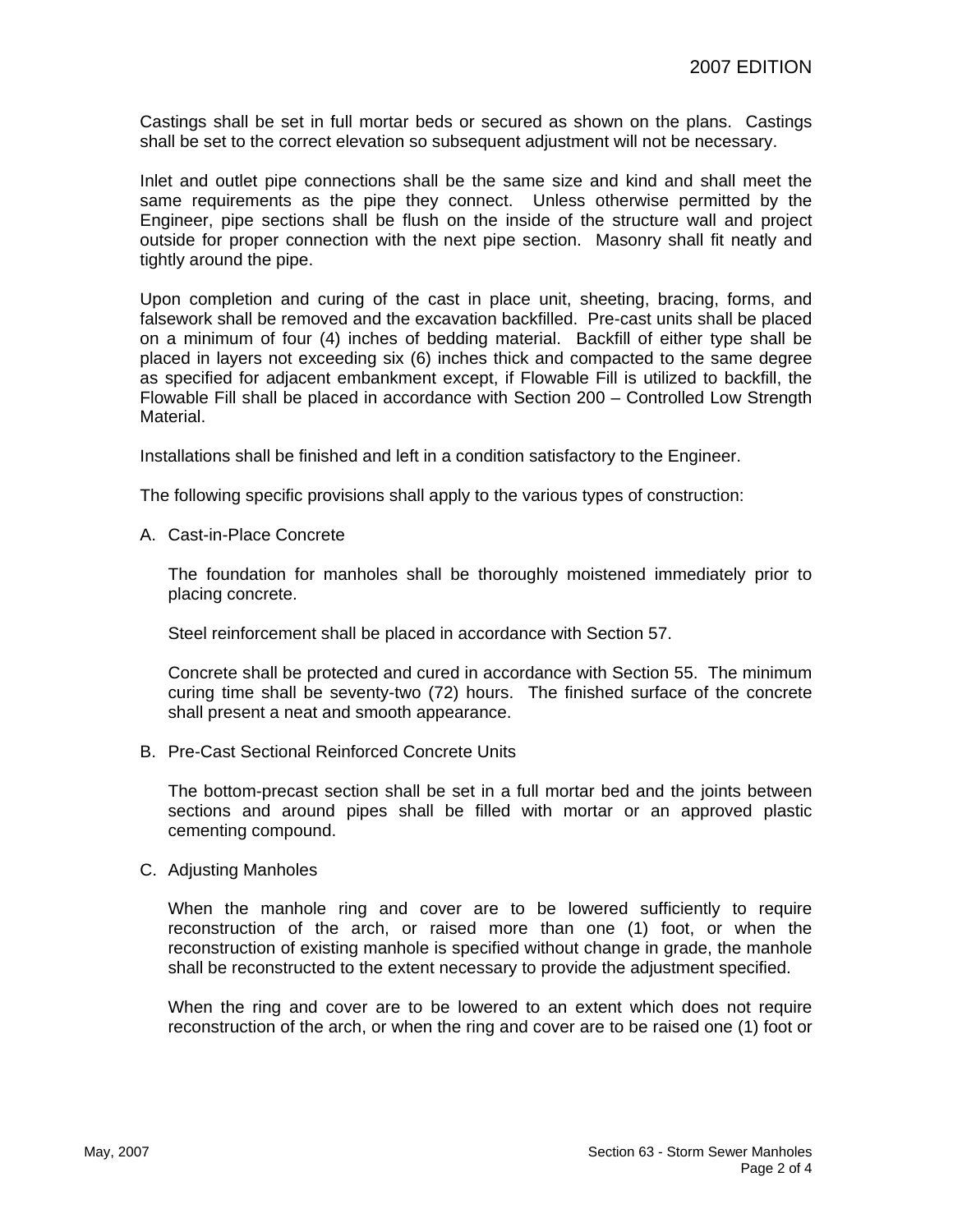Castings shall be set in full mortar beds or secured as shown on the plans. Castings shall be set to the correct elevation so subsequent adjustment will not be necessary.

Inlet and outlet pipe connections shall be the same size and kind and shall meet the same requirements as the pipe they connect. Unless otherwise permitted by the Engineer, pipe sections shall be flush on the inside of the structure wall and project outside for proper connection with the next pipe section. Masonry shall fit neatly and tightly around the pipe.

Upon completion and curing of the cast in place unit, sheeting, bracing, forms, and falsework shall be removed and the excavation backfilled. Pre-cast units shall be placed on a minimum of four (4) inches of bedding material. Backfill of either type shall be placed in layers not exceeding six (6) inches thick and compacted to the same degree as specified for adjacent embankment except, if Flowable Fill is utilized to backfill, the Flowable Fill shall be placed in accordance with Section 200 – Controlled Low Strength Material.

Installations shall be finished and left in a condition satisfactory to the Engineer.

The following specific provisions shall apply to the various types of construction:

A. Cast-in-Place Concrete

   The foundation for manholes shall be thoroughly moistened immediately prior to placing concrete.

   Steel reinforcement shall be placed in accordance with Section 57.

   Concrete shall be protected and cured in accordance with Section 55. The minimum curing time shall be seventy-two (72) hours. The finished surface of the concrete shall present a neat and smooth appearance.

B. Pre-Cast Sectional Reinforced Concrete Units

   The bottom-precast section shall be set in a full mortar bed and the joints between sections and around pipes shall be filled with mortar or an approved plastic cementing compound.

C. Adjusting Manholes

   When the manhole ring and cover are to be lowered sufficiently to require reconstruction of the arch, or raised more than one (1) foot, or when the reconstruction of existing manhole is specified without change in grade, the manhole shall be reconstructed to the extent necessary to provide the adjustment specified.

   When the ring and cover are to be lowered to an extent which does not require reconstruction of the arch, or when the ring and cover are to be raised one (1) foot or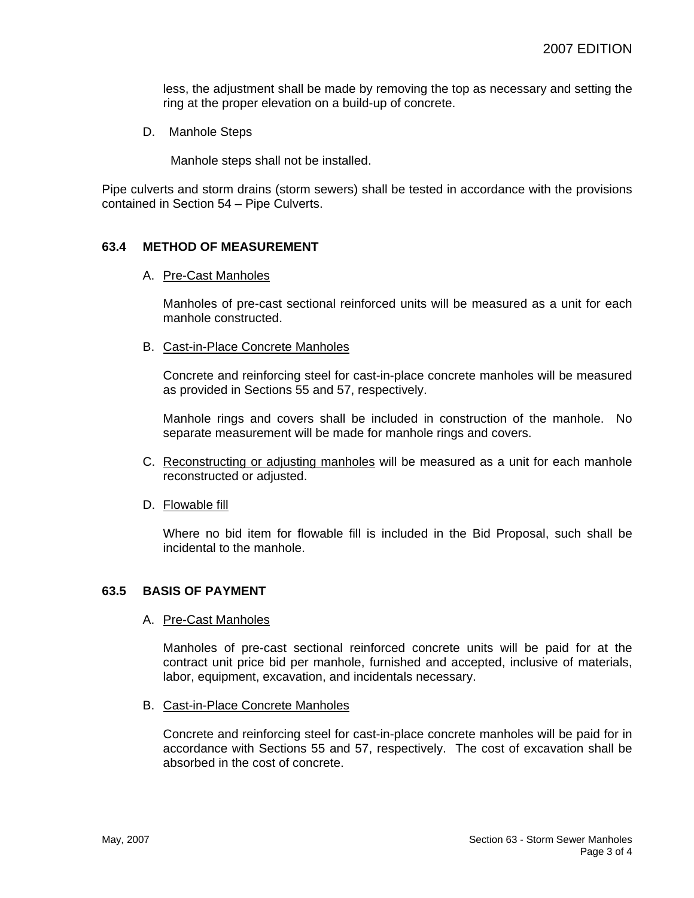less, the adjustment shall be made by removing the top as necessary and setting the ring at the proper elevation on a build-up of concrete.

D. Manhole Steps

Manhole steps shall not be installed.

Pipe culverts and storm drains (storm sewers) shall be tested in accordance with the provisions contained in Section 54 – Pipe Culverts.

## 63.4 METHOD OF MEASUREMENT

A. Pre-Cast Manholes

Manholes of pre-cast sectional reinforced units will be measured as a unit for each manhole constructed.

B. Cast-in-Place Concrete Manholes

Concrete and reinforcing steel for cast-in-place concrete manholes will be measured as provided in Sections 55 and 57, respectively.

Manhole rings and covers shall be included in construction of the manhole. No separate measurement will be made for manhole rings and covers.

C. Reconstructing or adjusting manholes will be measured as a unit for each manhole reconstructed or adjusted.

D. Flowable fill

Where no bid item for flowable fill is included in the Bid Proposal, such shall be incidental to the manhole.

## 63.5 BASIS OF PAYMENT

A. Pre-Cast Manholes

Manholes of pre-cast sectional reinforced concrete units will be paid for at the contract unit price bid per manhole, furnished and accepted, inclusive of materials, labor, equipment, excavation, and incidentals necessary.

B. Cast-in-Place Concrete Manholes

Concrete and reinforcing steel for cast-in-place concrete manholes will be paid for in accordance with Sections 55 and 57, respectively. The cost of excavation shall be absorbed in the cost of concrete.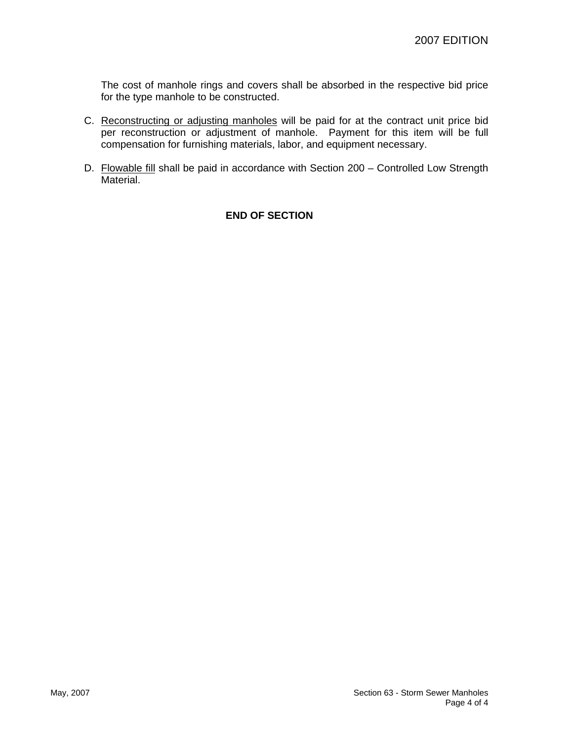The cost of manhole rings and covers shall be absorbed in the respective bid price for the type manhole to be constructed.

C. Reconstructing or adjusting manholes will be paid for at the contract unit price bid per reconstruction or adjustment of manhole. Payment for this item will be full compensation for furnishing materials, labor, and equipment necessary.

D. Flowable fill shall be paid in accordance with Section 200 – Controlled Low Strength Material.

**END OF SECTION**